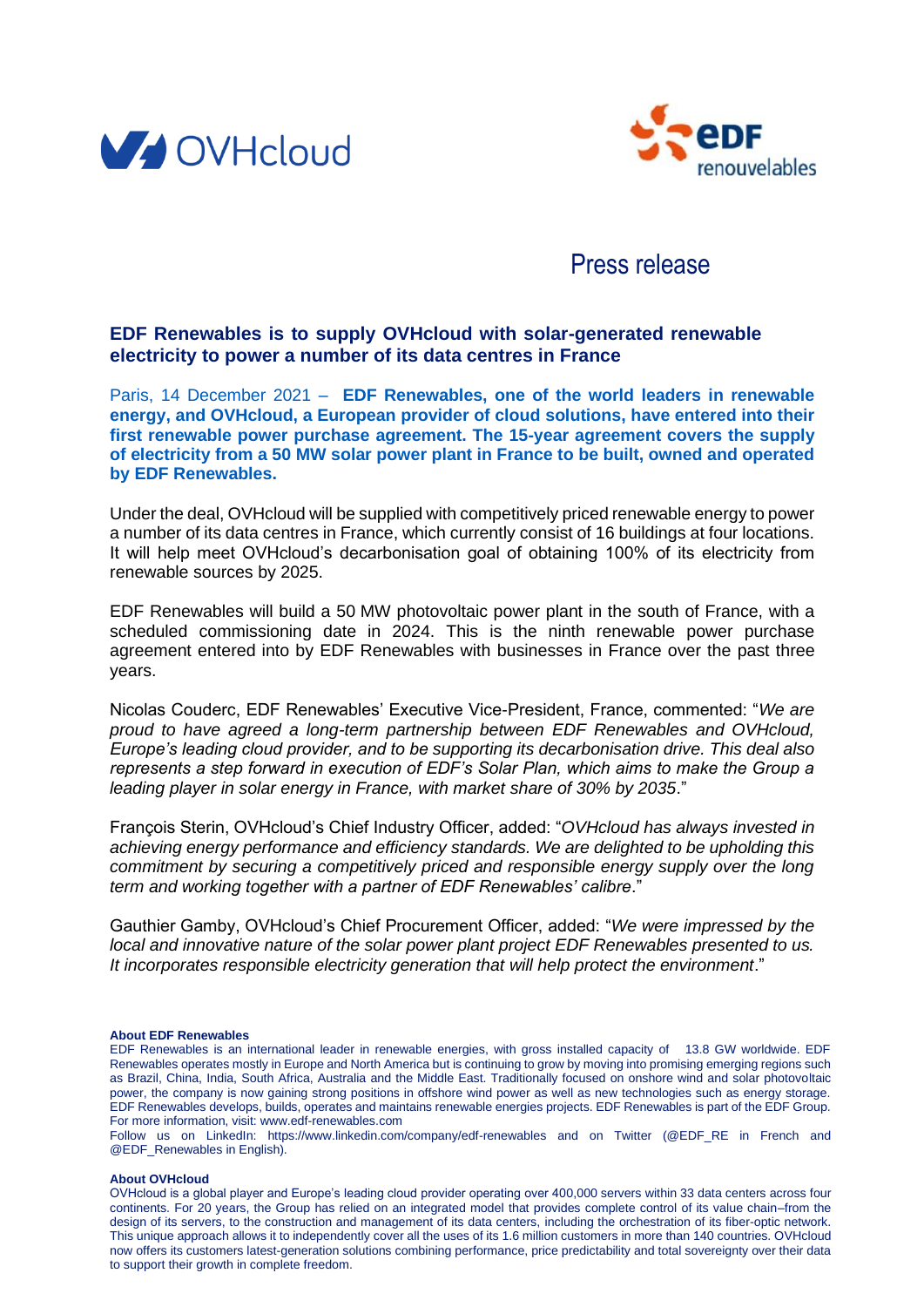Press release

## EDF Renewables is to supply OVHcloud with solar-generated renewable electricity to power a number of its data centres in France

Paris, 14 December 2021 – **EDF Renewables, one of the world leaders in renewable energy, and OVHcloud, a European provider of cloud solutions, have entered into their first renewable power purchase agreement. The 15-year agreement covers the supply of electricity from a 50 MW solar power plant in France to be built, owned and operated by EDF Renewables.**

Under the deal, OVHcloud will be supplied with competitively priced renewable energy to power a number of its data centres in France, which currently consist of 16 buildings at four locations. It will help meet OVHcloud's decarbonisation goal of obtaining 100% of its electricity from renewable sources by 2025.

EDF Renewables will build a 50 MW photovoltaic power plant in the south of France, with a scheduled commissioning date in 2024. This is the ninth renewable power purchase agreement entered into by EDF Renewables with businesses in France over the past three years.

Nicolas Couderc, EDF Renewables' Executive Vice-President, France, commented: "*We are proud to have agreed a long-term partnership between EDF Renewables and OVHcloud, Europe's leading cloud provider, and to be supporting its decarbonisation drive. This deal also represents a step forward in execution of EDF's Solar Plan, which aims to make the Group a leading player in solar energy in France, with market share of 30% by 2035*."

François Sterin, OVHcloud's Chief Industry Officer, added: "*OVHcloud has always invested in achieving energy performance and efficiency standards. We are delighted to be upholding this commitment by securing a competitively priced and responsible energy supply over the long term and working together with a partner of EDF Renewables' calibre*."

Gauthier Gamby, OVHcloud's Chief Procurement Officer, added: "*We were impressed by the local and innovative nature of the solar power plant project EDF Renewables presented to us. It incorporates responsible electricity generation that will help protect the environment*."

**About EDF Renewables**

EDF Renewables is an international leader in renewable energies, with gross installed capacity of 13.8 GW worldwide. EDF Renewables operates mostly in Europe and North America but is continuing to grow by moving into promising emerging regions such as Brazil, China, India, South Africa, Australia and the Middle East. Traditionally focused on onshore wind and solar photovoltaic power, the company is now gaining strong positions in offshore wind power as well as new technologies such as energy storage. EDF Renewables develops, builds, operates and maintains renewable energies projects. EDF Renewables is part of the EDF Group. For more information, visit: www.edf-renewables.com

Follow us on LinkedIn: https://www.linkedin.com/company/edf-renewables and on Twitter (@EDF_RE in French and @EDF_Renewables in English).

**About OVHcloud**

OVHcloud is a global player and Europe's leading cloud provider operating over 400,000 servers within 33 data centers across four continents. For 20 years, the Group has relied on an integrated model that provides complete control of its value chain–from the design of its servers, to the construction and management of its data centers, including the orchestration of its fiber-optic network. This unique approach allows it to independently cover all the uses of its 1.6 million customers in more than 140 countries. OVHcloud now offers its customers latest-generation solutions combining performance, price predictability and total sovereignty over their data to support their growth in complete freedom.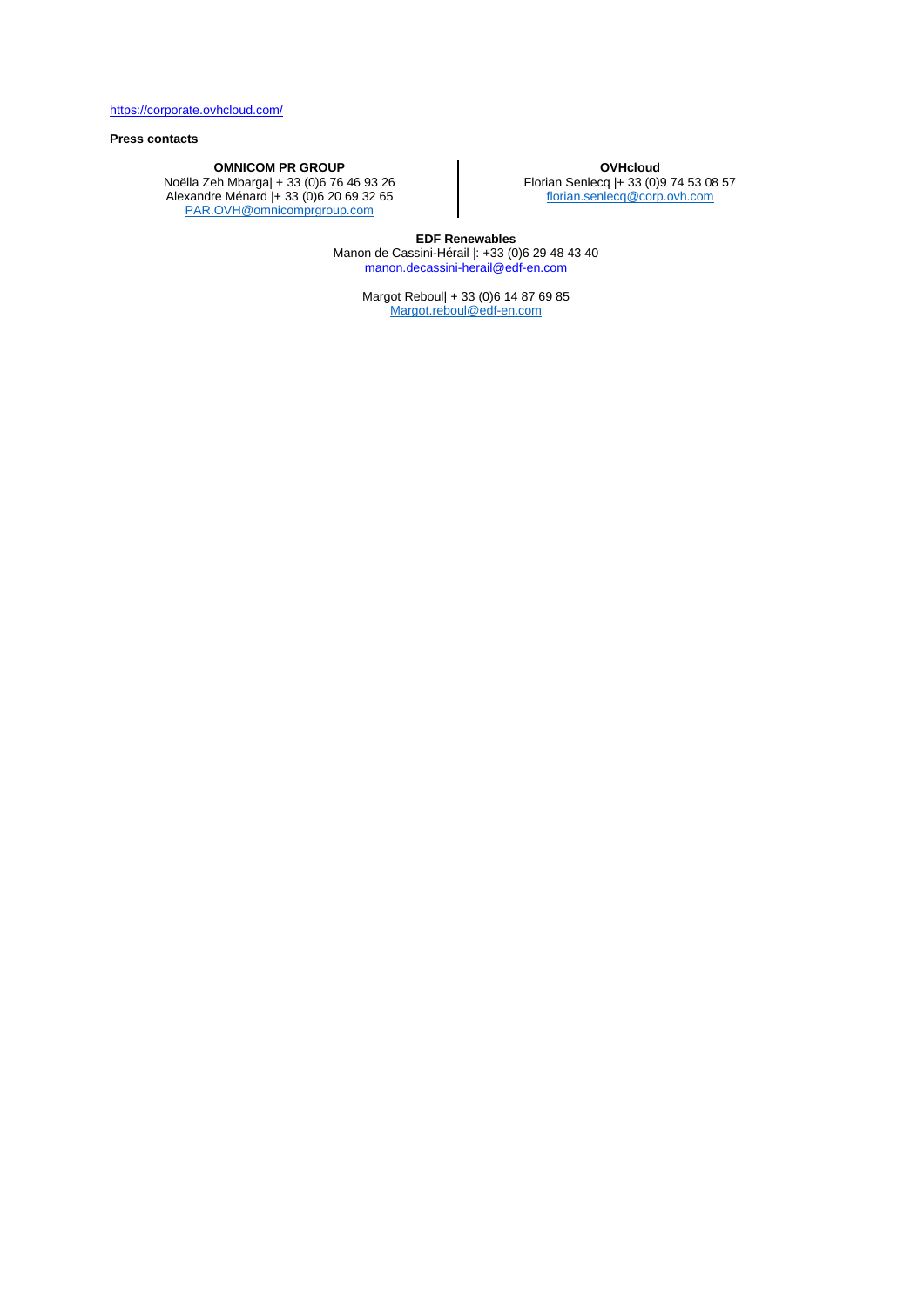https://corporate.ovhcloud.com/

**Press contacts**

**OMNICOM PR GROUP**
Noëlla Zeh Mbarga| + 33 (0)6 76 46 93 26
Alexandre Ménard |+ 33 (0)6 20 69 32 65
PAR.OVH@omnicomprgroup.com

**OVHcloud**
Florian Senlecq |+ 33 (0)9 74 53 08 57
florian.senlecq@corp.ovh.com

**EDF Renewables**
Manon de Cassini-Hérail |: +33 (0)6 29 48 43 40
manon.decassini-herail@edf-en.com

Margot Reboul| + 33 (0)6 14 87 69 85
Margot.reboul@edf-en.com